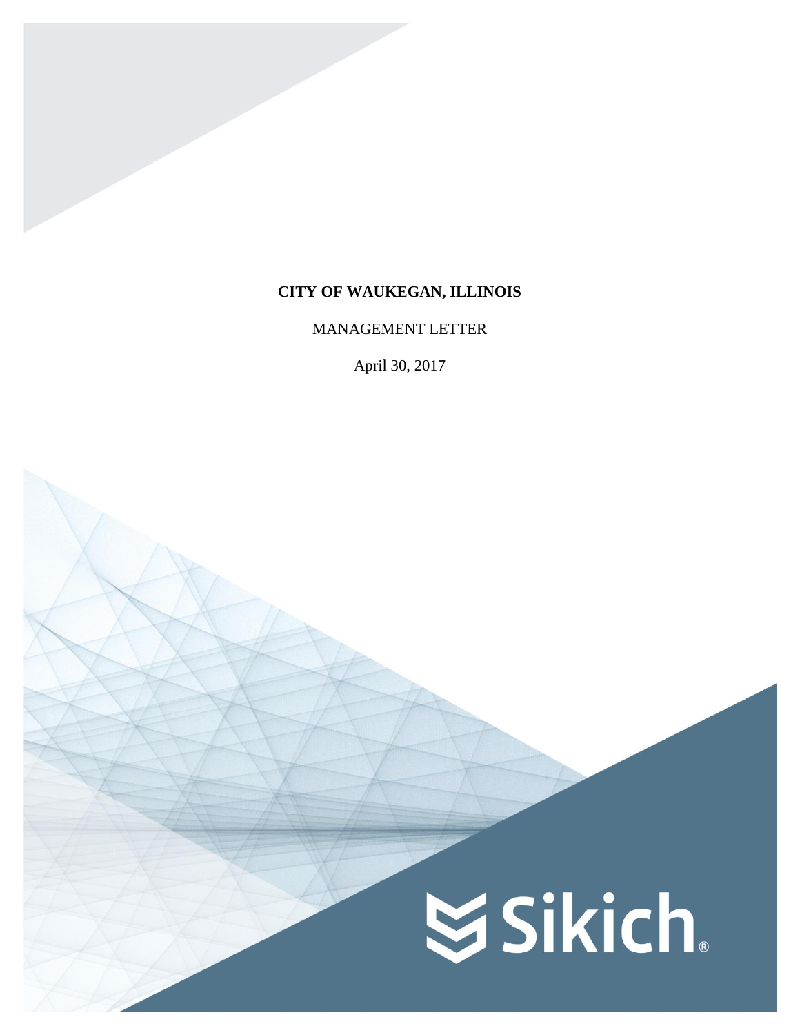**CITY OF WAUKEGAN, ILLINOIS**

MANAGEMENT LETTER

April 30, 2017

Sikich®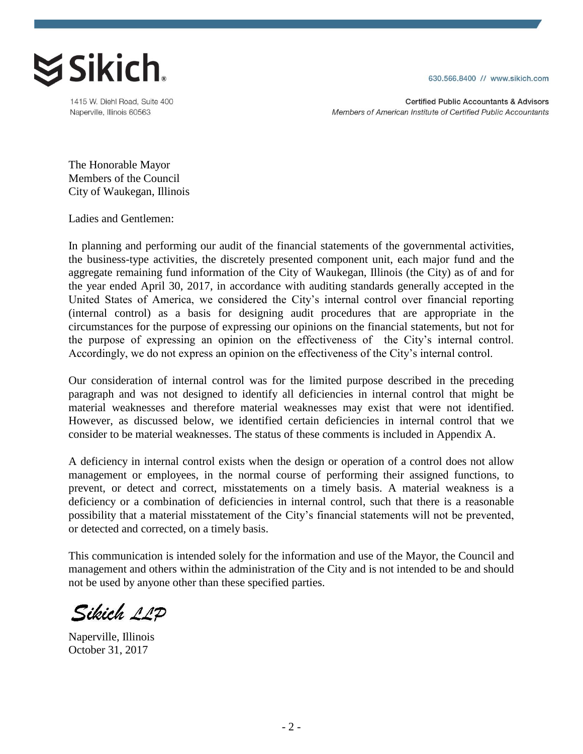**Sikich.**

1415 W. Diehl Road, Suite 400
Naperville, Illinois 60563

630.566.8400 // www.sikich.com

**Certified Public Accountants & Advisors**
*Members of American Institute of Certified Public Accountants*

The Honorable Mayor
Members of the Council
City of Waukegan, Illinois

Ladies and Gentlemen:

In planning and performing our audit of the financial statements of the governmental activities, the business-type activities, the discretely presented component unit, each major fund and the aggregate remaining fund information of the City of Waukegan, Illinois (the City) as of and for the year ended April 30, 2017, in accordance with auditing standards generally accepted in the United States of America, we considered the City's internal control over financial reporting (internal control) as a basis for designing audit procedures that are appropriate in the circumstances for the purpose of expressing our opinions on the financial statements, but not for the purpose of expressing an opinion on the effectiveness of the City's internal control. Accordingly, we do not express an opinion on the effectiveness of the City's internal control.

Our consideration of internal control was for the limited purpose described in the preceding paragraph and was not designed to identify all deficiencies in internal control that might be material weaknesses and therefore material weaknesses may exist that were not identified. However, as discussed below, we identified certain deficiencies in internal control that we consider to be material weaknesses. The status of these comments is included in Appendix A.

A deficiency in internal control exists when the design or operation of a control does not allow management or employees, in the normal course of performing their assigned functions, to prevent, or detect and correct, misstatements on a timely basis. A material weakness is a deficiency or a combination of deficiencies in internal control, such that there is a reasonable possibility that a material misstatement of the City's financial statements will not be prevented, or detected and corrected, on a timely basis.

This communication is intended solely for the information and use of the Mayor, the Council and management and others within the administration of the City and is not intended to be and should not be used by anyone other than these specified parties.

*Sikich LLP*

Naperville, Illinois
October 31, 2017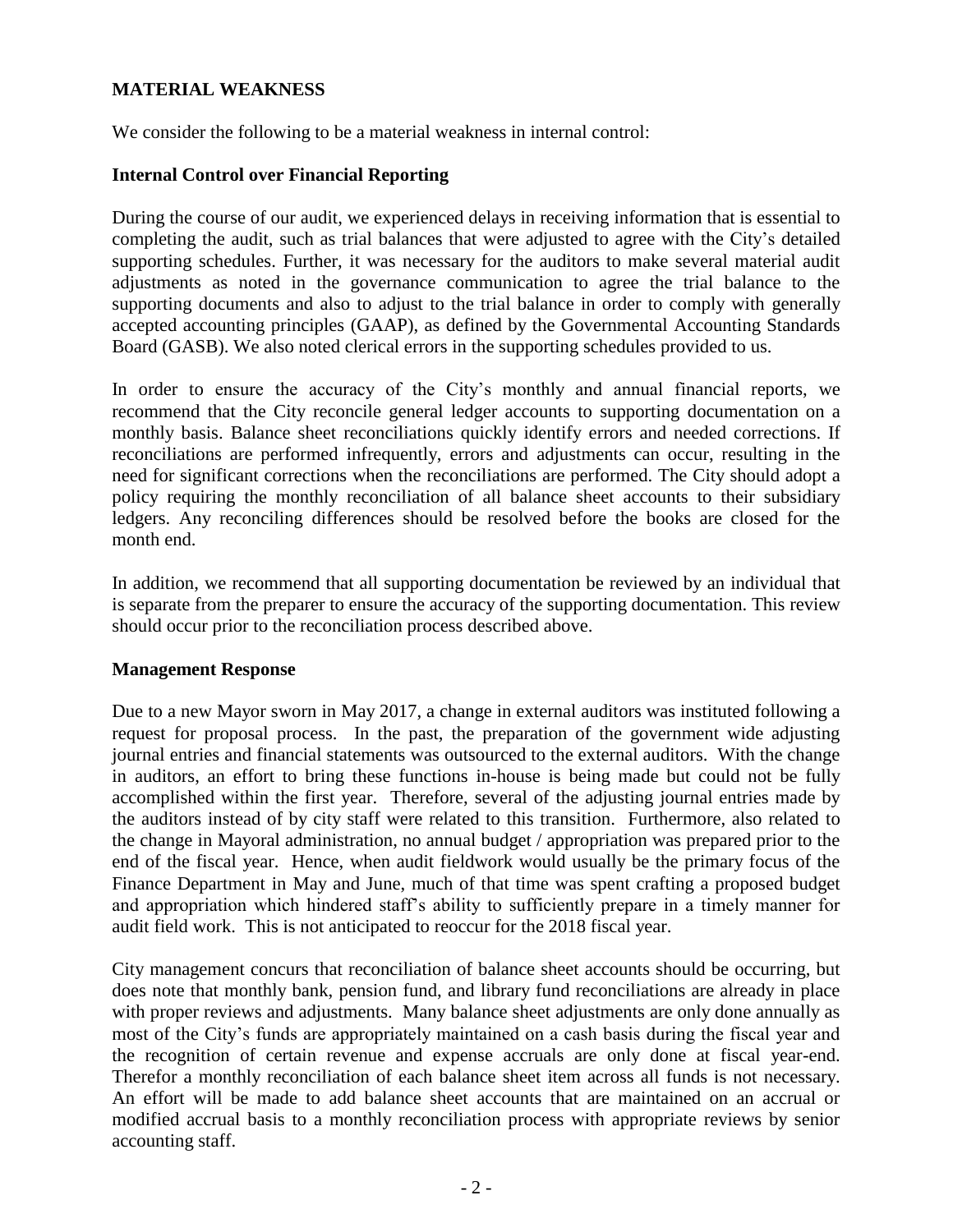## MATERIAL WEAKNESS

We consider the following to be a material weakness in internal control:

### Internal Control over Financial Reporting

During the course of our audit, we experienced delays in receiving information that is essential to completing the audit, such as trial balances that were adjusted to agree with the City's detailed supporting schedules. Further, it was necessary for the auditors to make several material audit adjustments as noted in the governance communication to agree the trial balance to the supporting documents and also to adjust to the trial balance in order to comply with generally accepted accounting principles (GAAP), as defined by the Governmental Accounting Standards Board (GASB). We also noted clerical errors in the supporting schedules provided to us.

In order to ensure the accuracy of the City's monthly and annual financial reports, we recommend that the City reconcile general ledger accounts to supporting documentation on a monthly basis. Balance sheet reconciliations quickly identify errors and needed corrections. If reconciliations are performed infrequently, errors and adjustments can occur, resulting in the need for significant corrections when the reconciliations are performed. The City should adopt a policy requiring the monthly reconciliation of all balance sheet accounts to their subsidiary ledgers. Any reconciling differences should be resolved before the books are closed for the month end.

In addition, we recommend that all supporting documentation be reviewed by an individual that is separate from the preparer to ensure the accuracy of the supporting documentation. This review should occur prior to the reconciliation process described above.

### Management Response

Due to a new Mayor sworn in May 2017, a change in external auditors was instituted following a request for proposal process. In the past, the preparation of the government wide adjusting journal entries and financial statements was outsourced to the external auditors. With the change in auditors, an effort to bring these functions in-house is being made but could not be fully accomplished within the first year. Therefore, several of the adjusting journal entries made by the auditors instead of by city staff were related to this transition. Furthermore, also related to the change in Mayoral administration, no annual budget / appropriation was prepared prior to the end of the fiscal year. Hence, when audit fieldwork would usually be the primary focus of the Finance Department in May and June, much of that time was spent crafting a proposed budget and appropriation which hindered staff's ability to sufficiently prepare in a timely manner for audit field work. This is not anticipated to reoccur for the 2018 fiscal year.

City management concurs that reconciliation of balance sheet accounts should be occurring, but does note that monthly bank, pension fund, and library fund reconciliations are already in place with proper reviews and adjustments. Many balance sheet adjustments are only done annually as most of the City's funds are appropriately maintained on a cash basis during the fiscal year and the recognition of certain revenue and expense accruals are only done at fiscal year-end. Therefor a monthly reconciliation of each balance sheet item across all funds is not necessary. An effort will be made to add balance sheet accounts that are maintained on an accrual or modified accrual basis to a monthly reconciliation process with appropriate reviews by senior accounting staff.